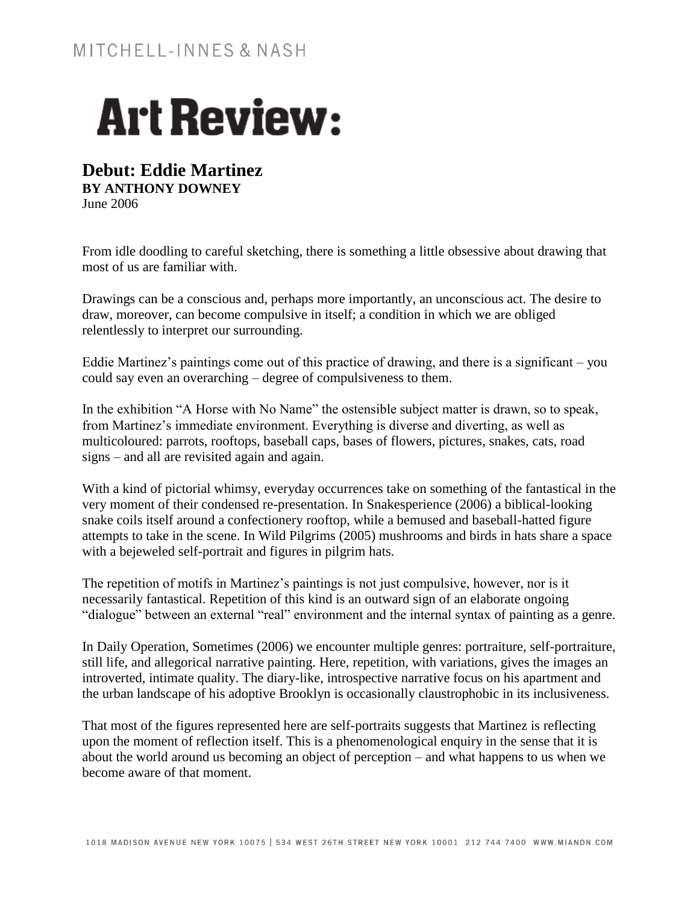# Art Review:

## Debut: Eddie Martinez

**BY ANTHONY DOWNEY**

June 2006

From idle doodling to careful sketching, there is something a little obsessive about drawing that most of us are familiar with.

Drawings can be a conscious and, perhaps more importantly, an unconscious act. The desire to draw, moreover, can become compulsive in itself; a condition in which we are obliged relentlessly to interpret our surrounding.

Eddie Martinez's paintings come out of this practice of drawing, and there is a significant – you could say even an overarching – degree of compulsiveness to them.

In the exhibition "A Horse with No Name" the ostensible subject matter is drawn, so to speak, from Martinez's immediate environment. Everything is diverse and diverting, as well as multicoloured: parrots, rooftops, baseball caps, bases of flowers, pictures, snakes, cats, road signs – and all are revisited again and again.

With a kind of pictorial whimsy, everyday occurrences take on something of the fantastical in the very moment of their condensed re-presentation. In Snakesperience (2006) a biblical-looking snake coils itself around a confectionery rooftop, while a bemused and baseball-hatted figure attempts to take in the scene. In Wild Pilgrims (2005) mushrooms and birds in hats share a space with a bejeweled self-portrait and figures in pilgrim hats.

The repetition of motifs in Martinez's paintings is not just compulsive, however, nor is it necessarily fantastical. Repetition of this kind is an outward sign of an elaborate ongoing "dialogue" between an external "real" environment and the internal syntax of painting as a genre.

In Daily Operation, Sometimes (2006) we encounter multiple genres: portraiture, self-portraiture, still life, and allegorical narrative painting. Here, repetition, with variations, gives the images an introverted, intimate quality. The diary-like, introspective narrative focus on his apartment and the urban landscape of his adoptive Brooklyn is occasionally claustrophobic in its inclusiveness.

That most of the figures represented here are self-portraits suggests that Martinez is reflecting upon the moment of reflection itself. This is a phenomenological enquiry in the sense that it is about the world around us becoming an object of perception – and what happens to us when we become aware of that moment.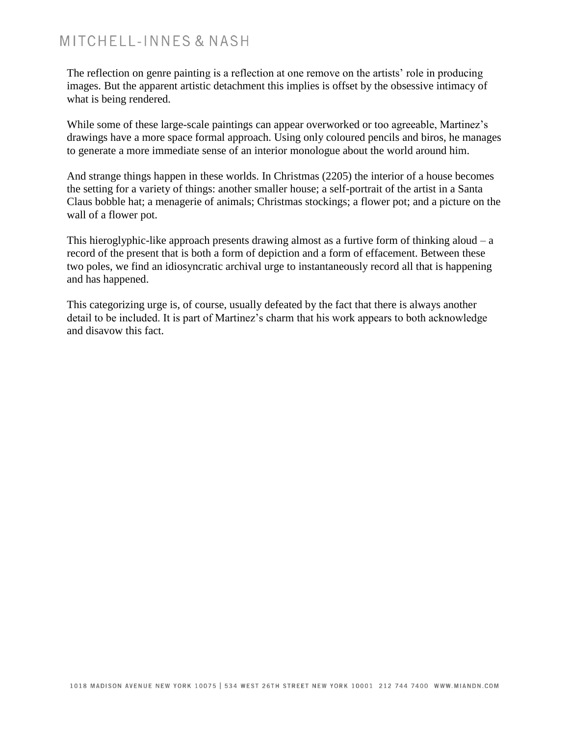The reflection on genre painting is a reflection at one remove on the artists' role in producing images. But the apparent artistic detachment this implies is offset by the obsessive intimacy of what is being rendered.

While some of these large-scale paintings can appear overworked or too agreeable, Martinez's drawings have a more space formal approach. Using only coloured pencils and biros, he manages to generate a more immediate sense of an interior monologue about the world around him.

And strange things happen in these worlds. In Christmas (2205) the interior of a house becomes the setting for a variety of things: another smaller house; a self-portrait of the artist in a Santa Claus bobble hat; a menagerie of animals; Christmas stockings; a flower pot; and a picture on the wall of a flower pot.

This hieroglyphic-like approach presents drawing almost as a furtive form of thinking aloud – a record of the present that is both a form of depiction and a form of effacement. Between these two poles, we find an idiosyncratic archival urge to instantaneously record all that is happening and has happened.

This categorizing urge is, of course, usually defeated by the fact that there is always another detail to be included. It is part of Martinez's charm that his work appears to both acknowledge and disavow this fact.